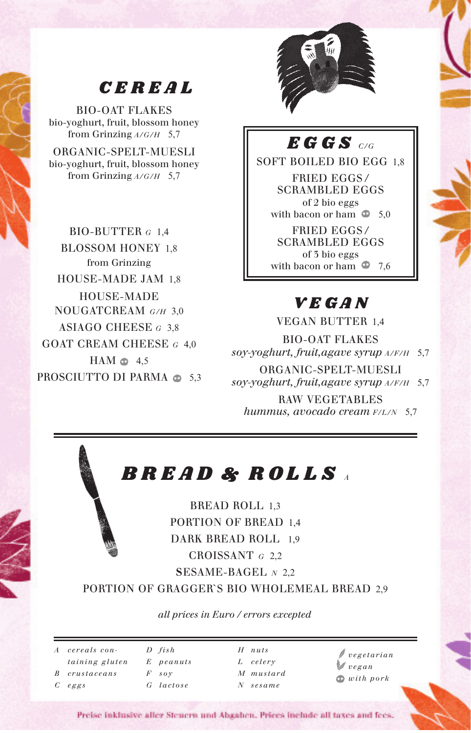## CEREAL

BIO-OAT FLAKES
bio-yoghurt, fruit, blossom honey from Grinzing *A/G/H* 5,7

ORGANIC-SPELT-MUESLI
bio-yoghurt, fruit, blossom honey from Grinzing *A/G/H* 5,7

BIO-BUTTER *G* 1,4

BLOSSOM HONEY 1,8
from Grinzing

HOUSE-MADE JAM 1,8

HOUSE-MADE NOUGATCREAM *G/H* 3,0

ASIAGO CHEESE *G* 3,8

GOAT CREAM CHEESE *G* 4,0

HAM (with pork) 4,5

PROSCIUTTO DI PARMA (with pork) 5,3

## EGGS *C/G*

SOFT BOILED BIO EGG 1,8

FRIED EGGS / SCRAMBLED EGGS
of 2 bio eggs
with bacon or ham (with pork) 5,0

FRIED EGGS / SCRAMBLED EGGS
of 3 bio eggs
with bacon or ham (with pork) 7,6

## VEGAN

VEGAN BUTTER 1,4

BIO-OAT FLAKES
*soy-yoghurt, fruit, agave syrup A/F/H* 5,7

ORGANIC-SPELT-MUESLI
*soy-yoghurt, fruit, agave syrup A/F/H* 5,7

RAW VEGETABLES
*hummus, avocado cream F/L/N* 5,7

## BREAD & ROLLS *A*

BREAD ROLL 1,3

PORTION OF BREAD 1,4

DARK BREAD ROLL 1,9

CROISSANT *G* 2,2

SESAME-BAGEL *N* 2,2

PORTION OF GRAGGER`S BIO WHOLEMEAL BREAD 2,9

*all prices in Euro / errors excepted*

| | | | |
|---|---|---|---|
| *A cereals containing gluten* | *D fish* | *H nuts* | *vegetarian* |
| *B crustaceans* | *E peanuts* | *L celery* | *vegan* |
| *C eggs* | *F soy* | *M mustard* | *with pork* |
| | *G lactose* | *N sesame* | |

Preise inklusive aller Steuern und Abgaben. Prices include all taxes and fees.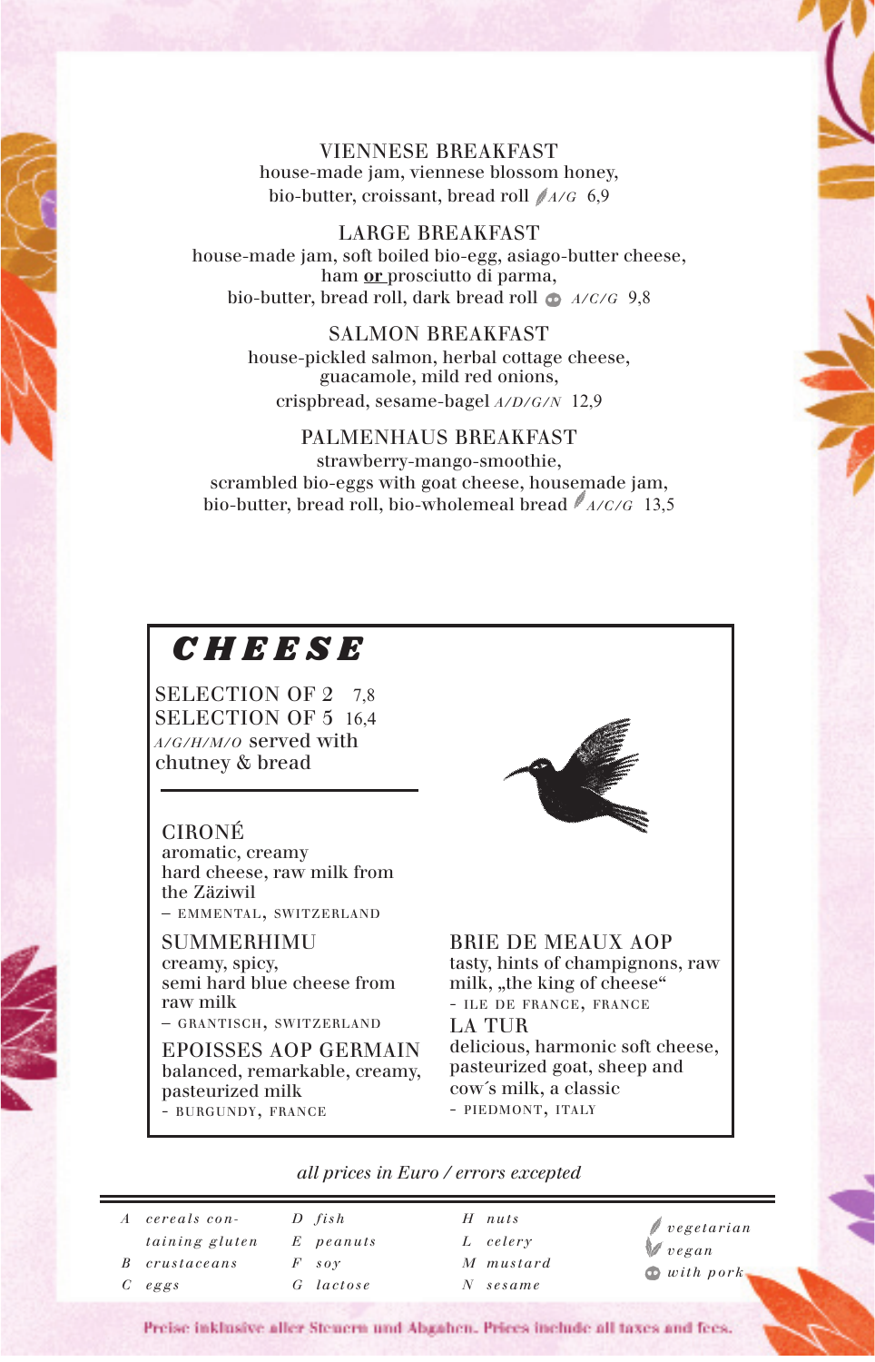## VIENNESE BREAKFAST

house-made jam, viennese blossom honey,
bio-butter, croissant, bread roll *A/G* 6,9

## LARGE BREAKFAST

house-made jam, soft boiled bio-egg, asiago-butter cheese,
ham **or** prosciutto di parma,
bio-butter, bread roll, dark bread roll *A/C/G* 9,8

## SALMON BREAKFAST

house-pickled salmon, herbal cottage cheese,
guacamole, mild red onions,
crispbread, sesame-bagel *A/D/G/N* 12,9

## PALMENHAUS BREAKFAST

strawberry-mango-smoothie,
scrambled bio-eggs with goat cheese, housemade jam,
bio-butter, bread roll, bio-wholemeal bread *A/C/G* 13,5

## *CHEESE*

SELECTION OF 2 7,8
SELECTION OF 5 16,4
*A/G/H/M/O* served with chutney & bread

### CIRONÉ

aromatic, creamy
hard cheese, raw milk from the Zäziwil
– EMMENTAL, SWITZERLAND

### SUMMERHIMU

creamy, spicy,
semi hard blue cheese from raw milk
– GRANTISCH, SWITZERLAND

### EPOISSES AOP GERMAIN

balanced, remarkable, creamy, pasteurized milk
- BURGUNDY, FRANCE

### BRIE DE MEAUX AOP

tasty, hints of champignons, raw milk, „the king of cheese“
- ILE DE FRANCE, FRANCE

### LA TUR

delicious, harmonic soft cheese, pasteurized goat, sheep and cow´s milk, a classic
- PIEDMONT, ITALY

*all prices in Euro / errors excepted*

| | | | | | | |
|---|---|---|---|---|---|---|
| *A* | *cereals containing gluten* | *D* | *fish* | *H* | *nuts* | *vegetarian* |
| *B* | *crustaceans* | *E* | *peanuts* | *L* | *celery* | *vegan* |
| *C* | *eggs* | *F* | *soy* | *M* | *mustard* | *with pork* |
| | | *G* | *lactose* | *N* | *sesame* | |

Preise inklusive aller Steuern und Abgaben. Prices include all taxes and fees.